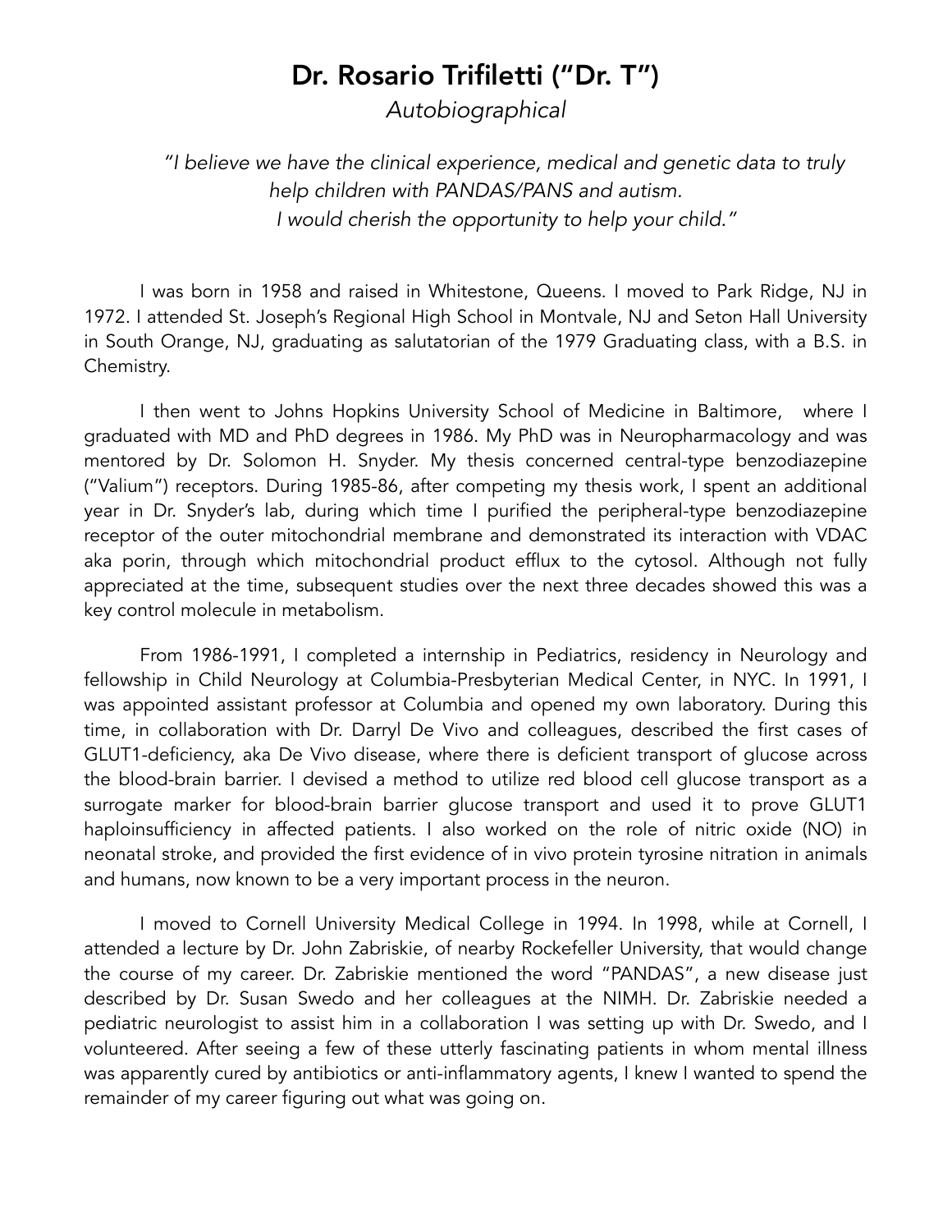# Dr. Rosario Trifiletti ("Dr. T")

*Autobiographical*

> *"I believe we have the clinical experience, medical and genetic data to truly help children with PANDAS/PANS and autism. I would cherish the opportunity to help your child."*

I was born in 1958 and raised in Whitestone, Queens. I moved to Park Ridge, NJ in 1972. I attended St. Joseph's Regional High School in Montvale, NJ and Seton Hall University in South Orange, NJ, graduating as salutatorian of the 1979 Graduating class, with a B.S. in Chemistry.

I then went to Johns Hopkins University School of Medicine in Baltimore, where I graduated with MD and PhD degrees in 1986. My PhD was in Neuropharmacology and was mentored by Dr. Solomon H. Snyder. My thesis concerned central-type benzodiazepine ("Valium") receptors. During 1985-86, after competing my thesis work, I spent an additional year in Dr. Snyder's lab, during which time I purified the peripheral-type benzodiazepine receptor of the outer mitochondrial membrane and demonstrated its interaction with VDAC aka porin, through which mitochondrial product efflux to the cytosol. Although not fully appreciated at the time, subsequent studies over the next three decades showed this was a key control molecule in metabolism.

From 1986-1991, I completed a internship in Pediatrics, residency in Neurology and fellowship in Child Neurology at Columbia-Presbyterian Medical Center, in NYC. In 1991, I was appointed assistant professor at Columbia and opened my own laboratory. During this time, in collaboration with Dr. Darryl De Vivo and colleagues, described the first cases of GLUT1-deficiency, aka De Vivo disease, where there is deficient transport of glucose across the blood-brain barrier. I devised a method to utilize red blood cell glucose transport as a surrogate marker for blood-brain barrier glucose transport and used it to prove GLUT1 haploinsufficiency in affected patients. I also worked on the role of nitric oxide (NO) in neonatal stroke, and provided the first evidence of in vivo protein tyrosine nitration in animals and humans, now known to be a very important process in the neuron.

I moved to Cornell University Medical College in 1994. In 1998, while at Cornell, I attended a lecture by Dr. John Zabriskie, of nearby Rockefeller University, that would change the course of my career. Dr. Zabriskie mentioned the word "PANDAS", a new disease just described by Dr. Susan Swedo and her colleagues at the NIMH. Dr. Zabriskie needed a pediatric neurologist to assist him in a collaboration I was setting up with Dr. Swedo, and I volunteered. After seeing a few of these utterly fascinating patients in whom mental illness was apparently cured by antibiotics or anti-inflammatory agents, I knew I wanted to spend the remainder of my career figuring out what was going on.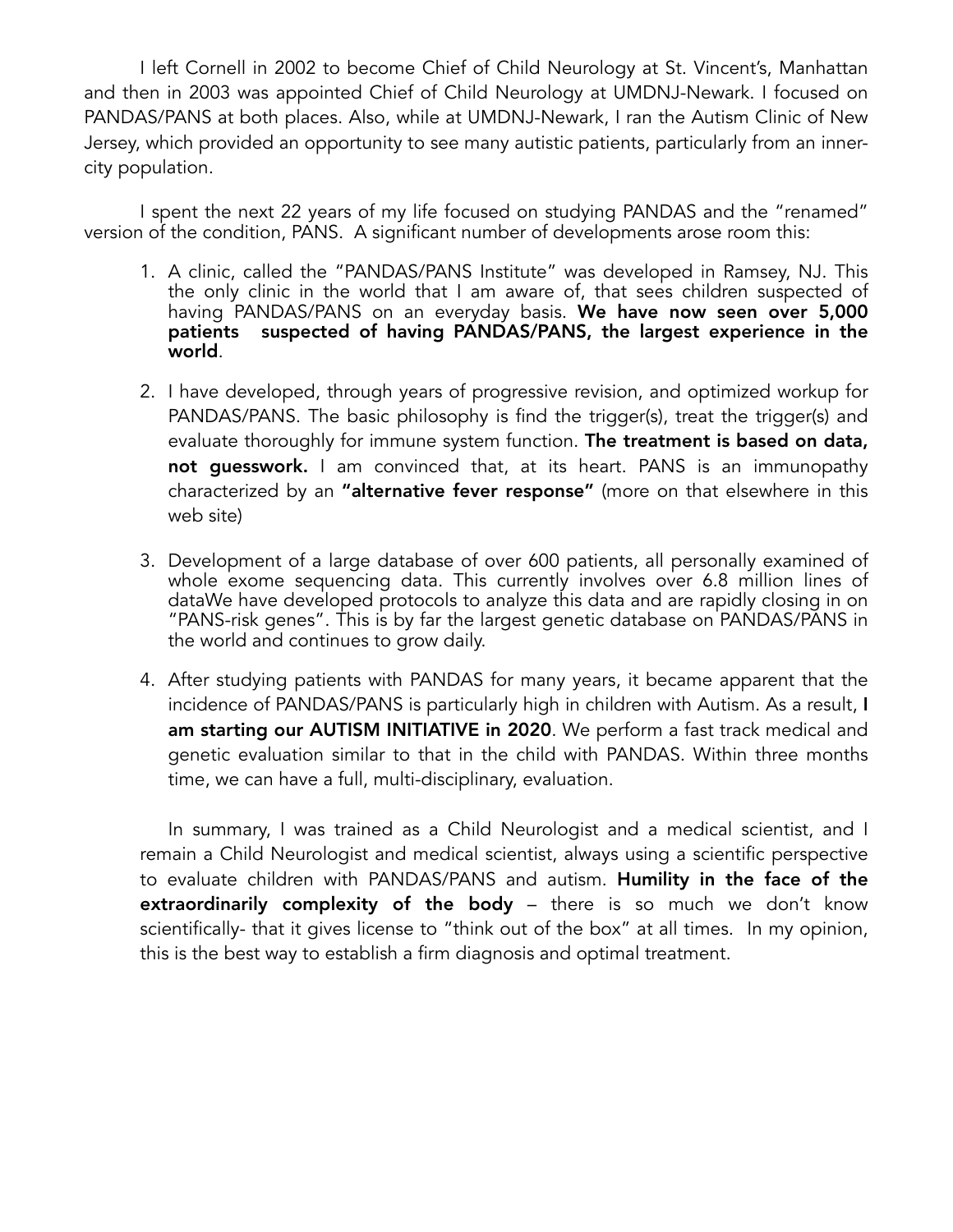I left Cornell in 2002 to become Chief of Child Neurology at St. Vincent's, Manhattan and then in 2003 was appointed Chief of Child Neurology at UMDNJ-Newark. I focused on PANDAS/PANS at both places. Also, while at UMDNJ-Newark, I ran the Autism Clinic of New Jersey, which provided an opportunity to see many autistic patients, particularly from an inner-city population.

I spent the next 22 years of my life focused on studying PANDAS and the "renamed" version of the condition, PANS. A significant number of developments arose room this:

1. A clinic, called the "PANDAS/PANS Institute" was developed in Ramsey, NJ. This the only clinic in the world that I am aware of, that sees children suspected of having PANDAS/PANS on an everyday basis. **We have now seen over 5,000 patients suspected of having PANDAS/PANS, the largest experience in the world**.

2. I have developed, through years of progressive revision, and optimized workup for PANDAS/PANS. The basic philosophy is find the trigger(s), treat the trigger(s) and evaluate thoroughly for immune system function. **The treatment is based on data, not guesswork.** I am convinced that, at its heart. PANS is an immunopathy characterized by an **"alternative fever response"** (more on that elsewhere in this web site)

3. Development of a large database of over 600 patients, all personally examined of whole exome sequencing data. This currently involves over 6.8 million lines of dataWe have developed protocols to analyze this data and are rapidly closing in on "PANS-risk genes". This is by far the largest genetic database on PANDAS/PANS in the world and continues to grow daily.

4. After studying patients with PANDAS for many years, it became apparent that the incidence of PANDAS/PANS is particularly high in children with Autism. As a result, **I am starting our AUTISM INITIATIVE in 2020**. We perform a fast track medical and genetic evaluation similar to that in the child with PANDAS. Within three months time, we can have a full, multi-disciplinary, evaluation.

In summary, I was trained as a Child Neurologist and a medical scientist, and I remain a Child Neurologist and medical scientist, always using a scientific perspective to evaluate children with PANDAS/PANS and autism. **Humility in the face of the extraordinarily complexity of the body** – there is so much we don't know scientifically- that it gives license to "think out of the box" at all times. In my opinion, this is the best way to establish a firm diagnosis and optimal treatment.